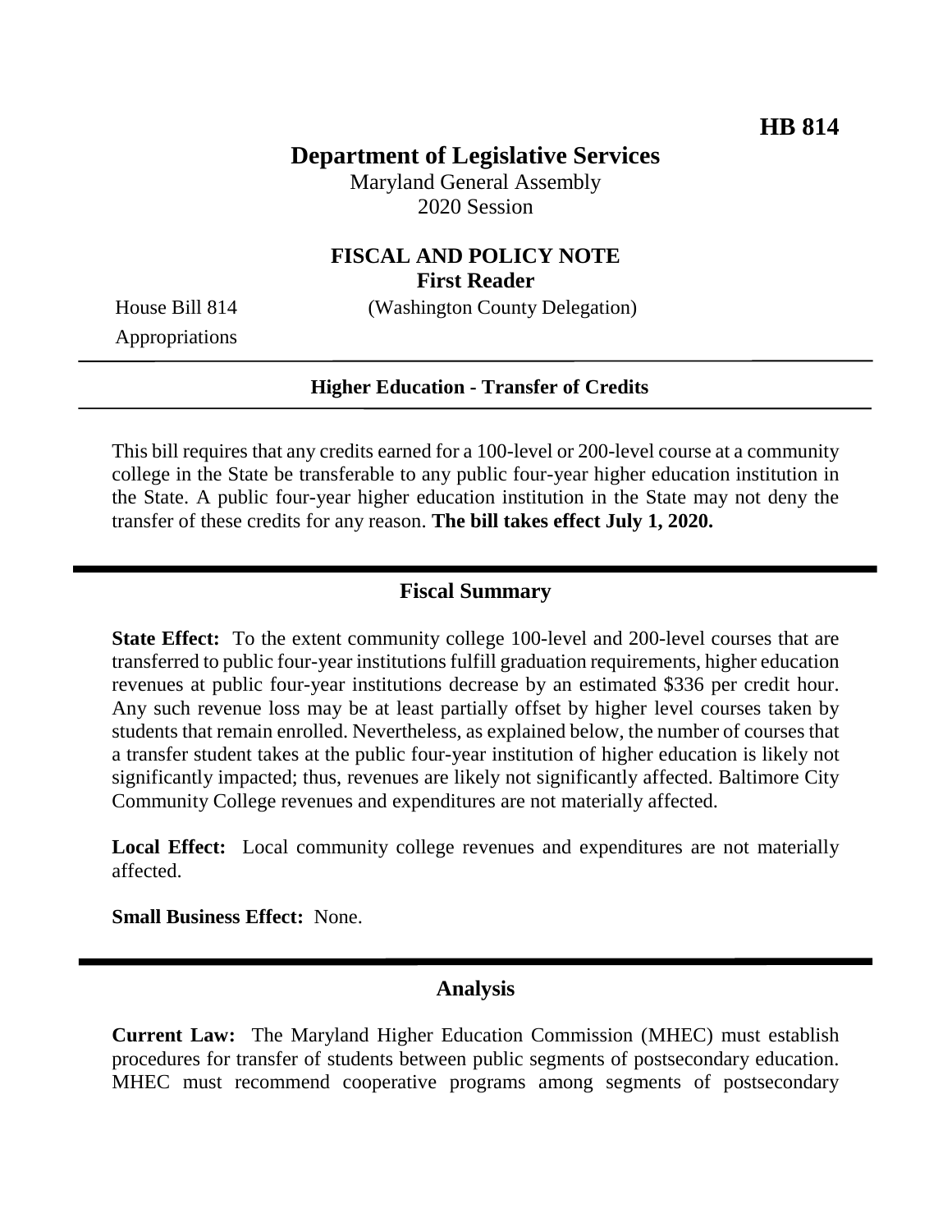**HB 814**

# Department of Legislative Services

Maryland General Assembly
2020 Session

## FISCAL AND POLICY NOTE
**First Reader**

House Bill 814 (Washington County Delegation)
Appropriations

**Higher Education - Transfer of Credits**

This bill requires that any credits earned for a 100-level or 200-level course at a community college in the State be transferable to any public four-year higher education institution in the State. A public four-year higher education institution in the State may not deny the transfer of these credits for any reason. **The bill takes effect July 1, 2020.**

## Fiscal Summary

**State Effect:** To the extent community college 100-level and 200-level courses that are transferred to public four-year institutions fulfill graduation requirements, higher education revenues at public four-year institutions decrease by an estimated $336 per credit hour. Any such revenue loss may be at least partially offset by higher level courses taken by students that remain enrolled. Nevertheless, as explained below, the number of courses that a transfer student takes at the public four-year institution of higher education is likely not significantly impacted; thus, revenues are likely not significantly affected. Baltimore City Community College revenues and expenditures are not materially affected.

**Local Effect:** Local community college revenues and expenditures are not materially affected.

**Small Business Effect:** None.

## Analysis

**Current Law:** The Maryland Higher Education Commission (MHEC) must establish procedures for transfer of students between public segments of postsecondary education. MHEC must recommend cooperative programs among segments of postsecondary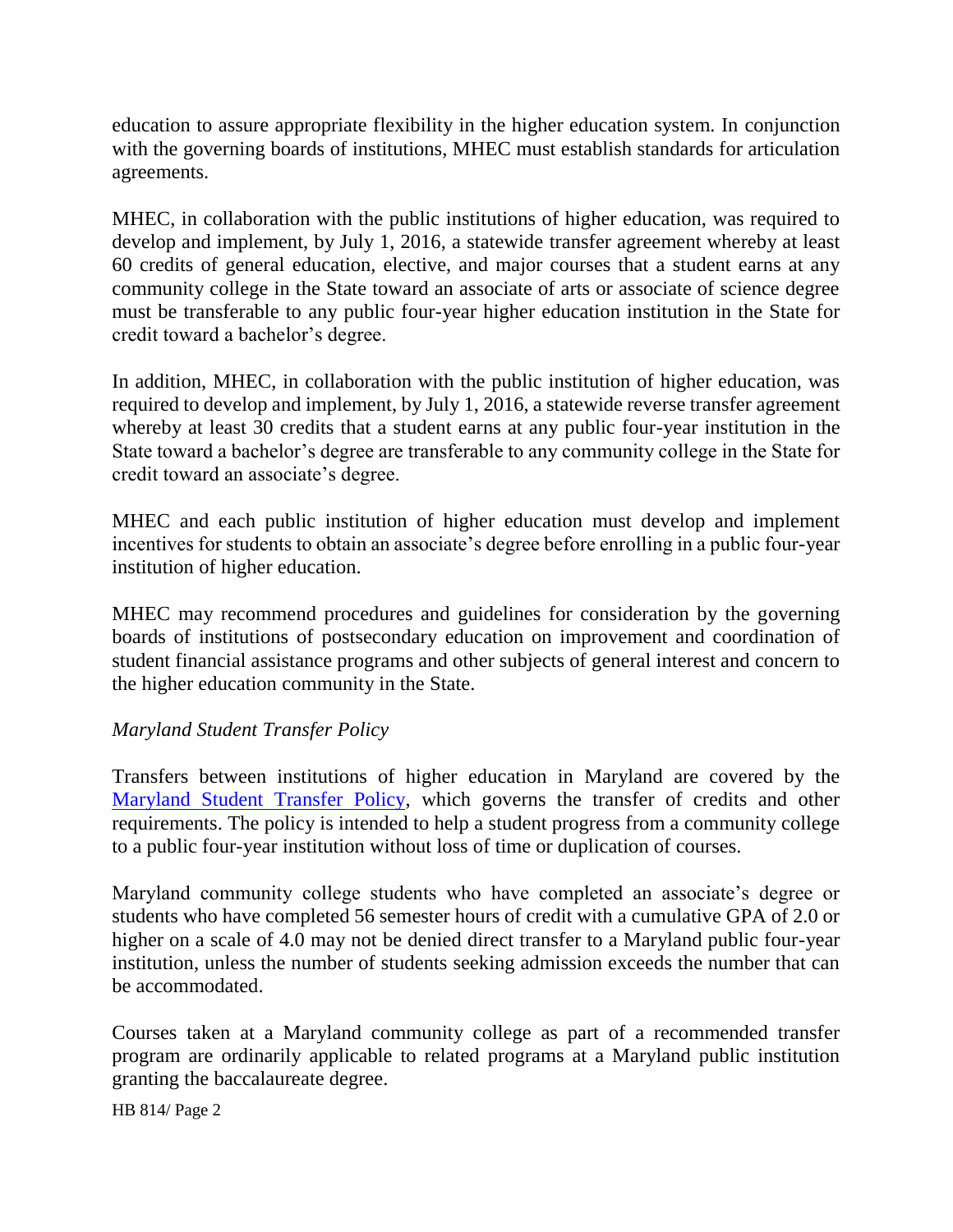education to assure appropriate flexibility in the higher education system. In conjunction with the governing boards of institutions, MHEC must establish standards for articulation agreements.

MHEC, in collaboration with the public institutions of higher education, was required to develop and implement, by July 1, 2016, a statewide transfer agreement whereby at least 60 credits of general education, elective, and major courses that a student earns at any community college in the State toward an associate of arts or associate of science degree must be transferable to any public four-year higher education institution in the State for credit toward a bachelor's degree.

In addition, MHEC, in collaboration with the public institution of higher education, was required to develop and implement, by July 1, 2016, a statewide reverse transfer agreement whereby at least 30 credits that a student earns at any public four-year institution in the State toward a bachelor's degree are transferable to any community college in the State for credit toward an associate's degree.

MHEC and each public institution of higher education must develop and implement incentives for students to obtain an associate's degree before enrolling in a public four-year institution of higher education.

MHEC may recommend procedures and guidelines for consideration by the governing boards of institutions of postsecondary education on improvement and coordination of student financial assistance programs and other subjects of general interest and concern to the higher education community in the State.

*Maryland Student Transfer Policy*

Transfers between institutions of higher education in Maryland are covered by the Maryland Student Transfer Policy, which governs the transfer of credits and other requirements. The policy is intended to help a student progress from a community college to a public four-year institution without loss of time or duplication of courses.

Maryland community college students who have completed an associate's degree or students who have completed 56 semester hours of credit with a cumulative GPA of 2.0 or higher on a scale of 4.0 may not be denied direct transfer to a Maryland public four-year institution, unless the number of students seeking admission exceeds the number that can be accommodated.

Courses taken at a Maryland community college as part of a recommended transfer program are ordinarily applicable to related programs at a Maryland public institution granting the baccalaureate degree.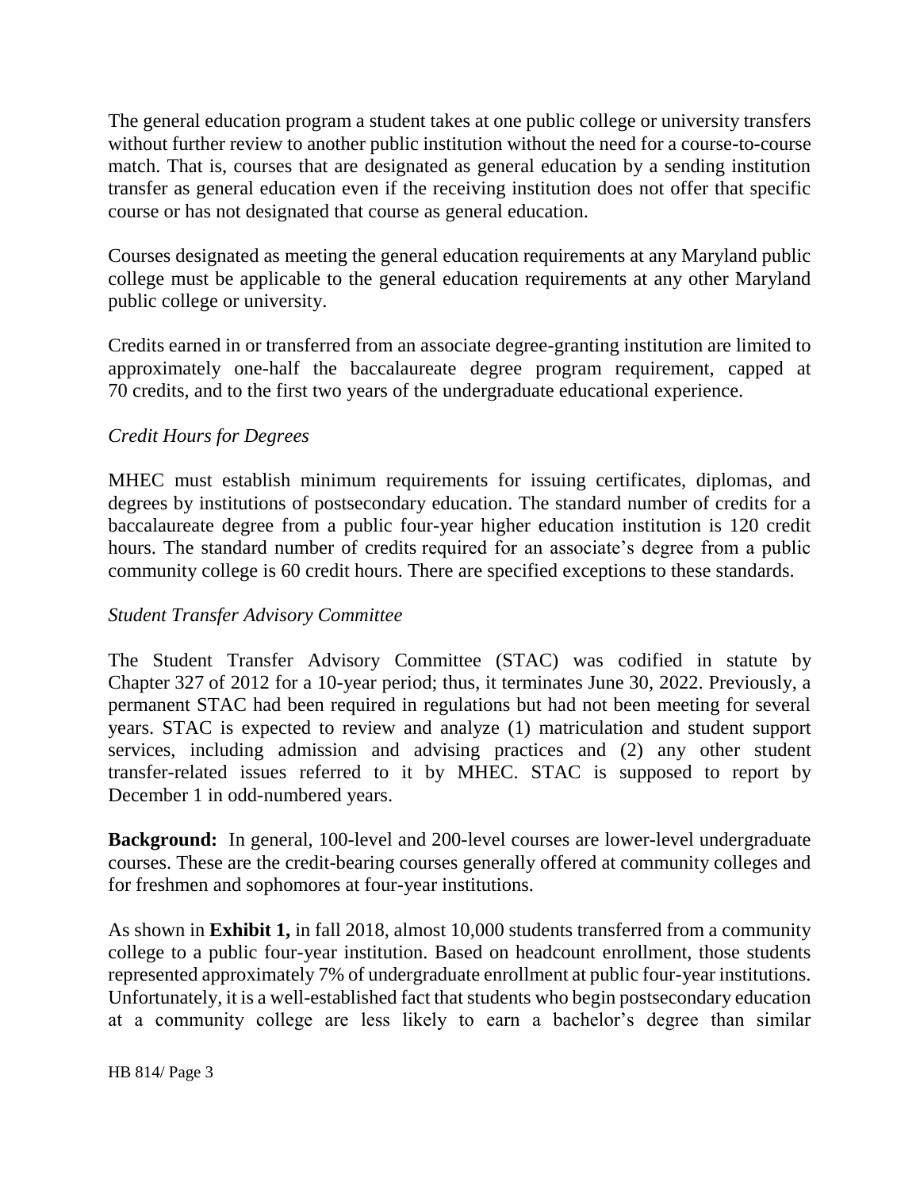The general education program a student takes at one public college or university transfers without further review to another public institution without the need for a course-to-course match. That is, courses that are designated as general education by a sending institution transfer as general education even if the receiving institution does not offer that specific course or has not designated that course as general education.

Courses designated as meeting the general education requirements at any Maryland public college must be applicable to the general education requirements at any other Maryland public college or university.

Credits earned in or transferred from an associate degree-granting institution are limited to approximately one-half the baccalaureate degree program requirement, capped at 70 credits, and to the first two years of the undergraduate educational experience.

*Credit Hours for Degrees*

MHEC must establish minimum requirements for issuing certificates, diplomas, and degrees by institutions of postsecondary education. The standard number of credits for a baccalaureate degree from a public four-year higher education institution is 120 credit hours. The standard number of credits required for an associate's degree from a public community college is 60 credit hours. There are specified exceptions to these standards.

*Student Transfer Advisory Committee*

The Student Transfer Advisory Committee (STAC) was codified in statute by Chapter 327 of 2012 for a 10-year period; thus, it terminates June 30, 2022. Previously, a permanent STAC had been required in regulations but had not been meeting for several years. STAC is expected to review and analyze (1) matriculation and student support services, including admission and advising practices and (2) any other student transfer-related issues referred to it by MHEC. STAC is supposed to report by December 1 in odd-numbered years.

**Background:** In general, 100-level and 200-level courses are lower-level undergraduate courses. These are the credit-bearing courses generally offered at community colleges and for freshmen and sophomores at four-year institutions.

As shown in **Exhibit 1,** in fall 2018, almost 10,000 students transferred from a community college to a public four-year institution. Based on headcount enrollment, those students represented approximately 7% of undergraduate enrollment at public four-year institutions. Unfortunately, it is a well-established fact that students who begin postsecondary education at a community college are less likely to earn a bachelor's degree than similar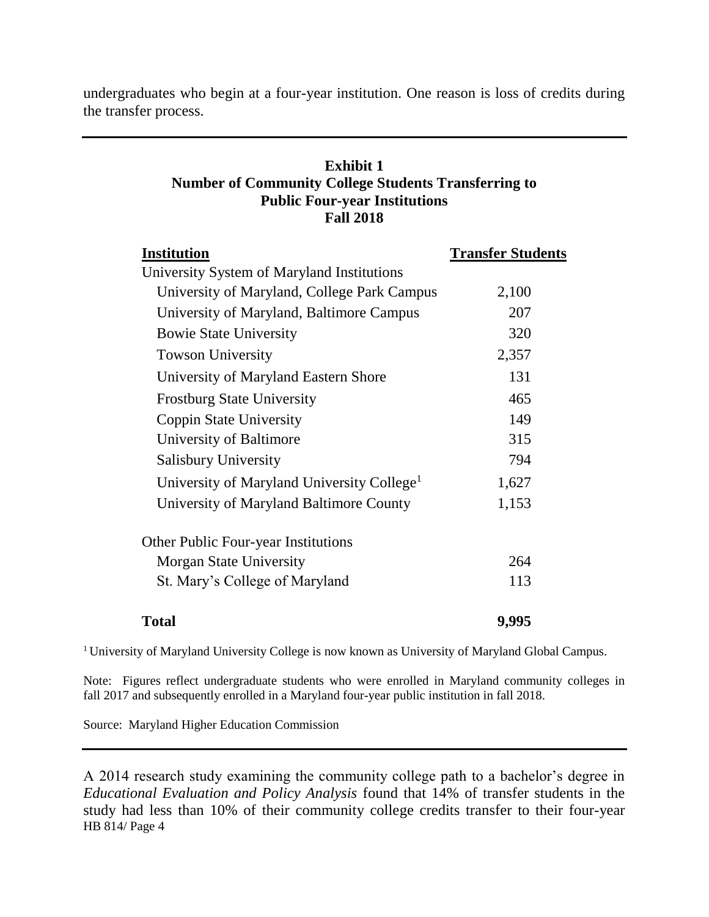undergraduates who begin at a four-year institution. One reason is loss of credits during the transfer process.

**Exhibit 1**
**Number of Community College Students Transferring to Public Four-year Institutions**
**Fall 2018**

| Institution | Transfer Students |
|---|---|
| University System of Maryland Institutions | |
| University of Maryland, College Park Campus | 2,100 |
| University of Maryland, Baltimore Campus | 207 |
| Bowie State University | 320 |
| Towson University | 2,357 |
| University of Maryland Eastern Shore | 131 |
| Frostburg State University | 465 |
| Coppin State University | 149 |
| University of Baltimore | 315 |
| Salisbury University | 794 |
| University of Maryland University College[1] | 1,627 |
| University of Maryland Baltimore County | 1,153 |
| Other Public Four-year Institutions | |
| Morgan State University | 264 |
| St. Mary's College of Maryland | 113 |
| **Total** | **9,995** |

[1] University of Maryland University College is now known as University of Maryland Global Campus.

Note: Figures reflect undergraduate students who were enrolled in Maryland community colleges in fall 2017 and subsequently enrolled in a Maryland four-year public institution in fall 2018.

Source: Maryland Higher Education Commission

A 2014 research study examining the community college path to a bachelor's degree in *Educational Evaluation and Policy Analysis* found that 14% of transfer students in the study had less than 10% of their community college credits transfer to their four-year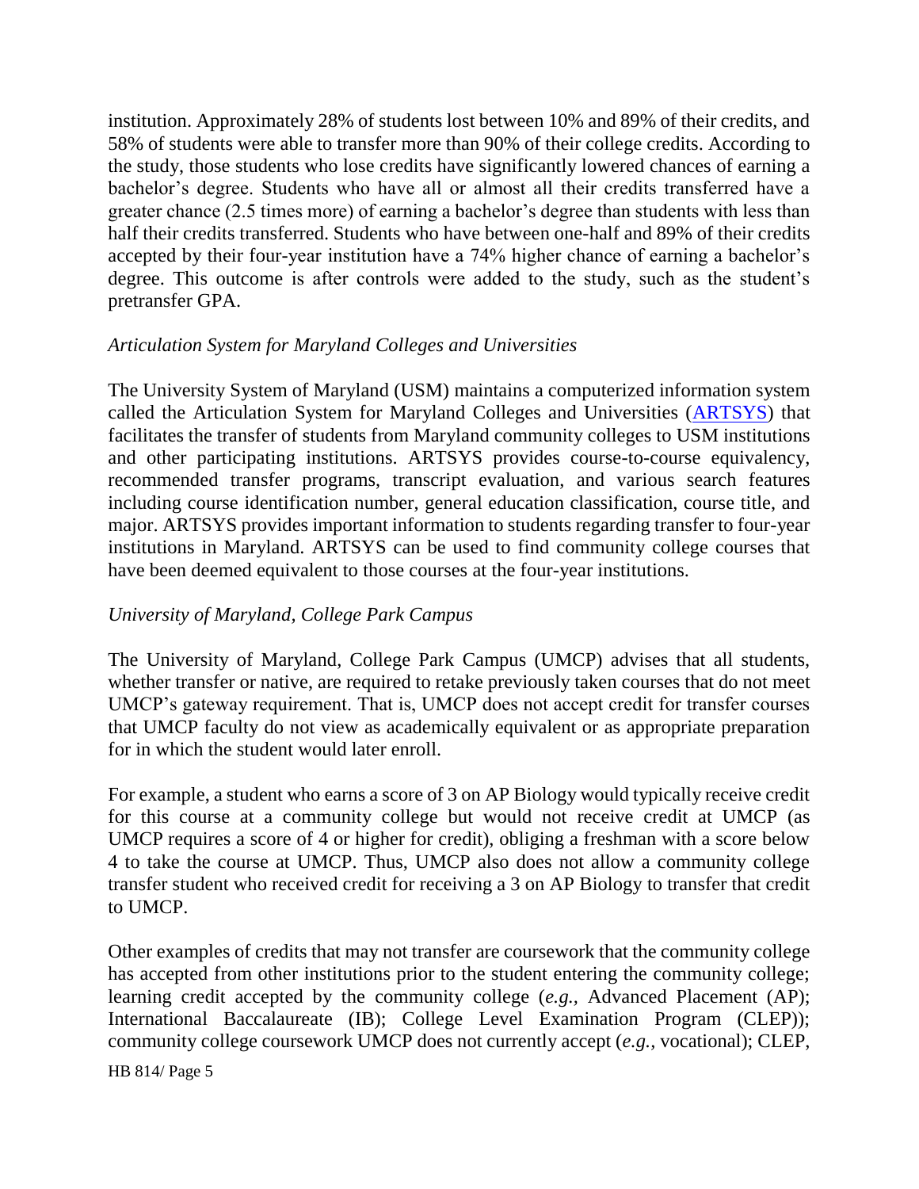institution. Approximately 28% of students lost between 10% and 89% of their credits, and 58% of students were able to transfer more than 90% of their college credits. According to the study, those students who lose credits have significantly lowered chances of earning a bachelor's degree. Students who have all or almost all their credits transferred have a greater chance (2.5 times more) of earning a bachelor's degree than students with less than half their credits transferred. Students who have between one-half and 89% of their credits accepted by their four-year institution have a 74% higher chance of earning a bachelor's degree. This outcome is after controls were added to the study, such as the student's pretransfer GPA.

*Articulation System for Maryland Colleges and Universities*

The University System of Maryland (USM) maintains a computerized information system called the Articulation System for Maryland Colleges and Universities (ARTSYS) that facilitates the transfer of students from Maryland community colleges to USM institutions and other participating institutions. ARTSYS provides course-to-course equivalency, recommended transfer programs, transcript evaluation, and various search features including course identification number, general education classification, course title, and major. ARTSYS provides important information to students regarding transfer to four-year institutions in Maryland. ARTSYS can be used to find community college courses that have been deemed equivalent to those courses at the four-year institutions.

*University of Maryland, College Park Campus*

The University of Maryland, College Park Campus (UMCP) advises that all students, whether transfer or native, are required to retake previously taken courses that do not meet UMCP's gateway requirement. That is, UMCP does not accept credit for transfer courses that UMCP faculty do not view as academically equivalent or as appropriate preparation for in which the student would later enroll.

For example, a student who earns a score of 3 on AP Biology would typically receive credit for this course at a community college but would not receive credit at UMCP (as UMCP requires a score of 4 or higher for credit), obliging a freshman with a score below 4 to take the course at UMCP. Thus, UMCP also does not allow a community college transfer student who received credit for receiving a 3 on AP Biology to transfer that credit to UMCP.

Other examples of credits that may not transfer are coursework that the community college has accepted from other institutions prior to the student entering the community college; learning credit accepted by the community college (*e.g.,* Advanced Placement (AP); International Baccalaureate (IB); College Level Examination Program (CLEP)); community college coursework UMCP does not currently accept (*e.g.,* vocational); CLEP,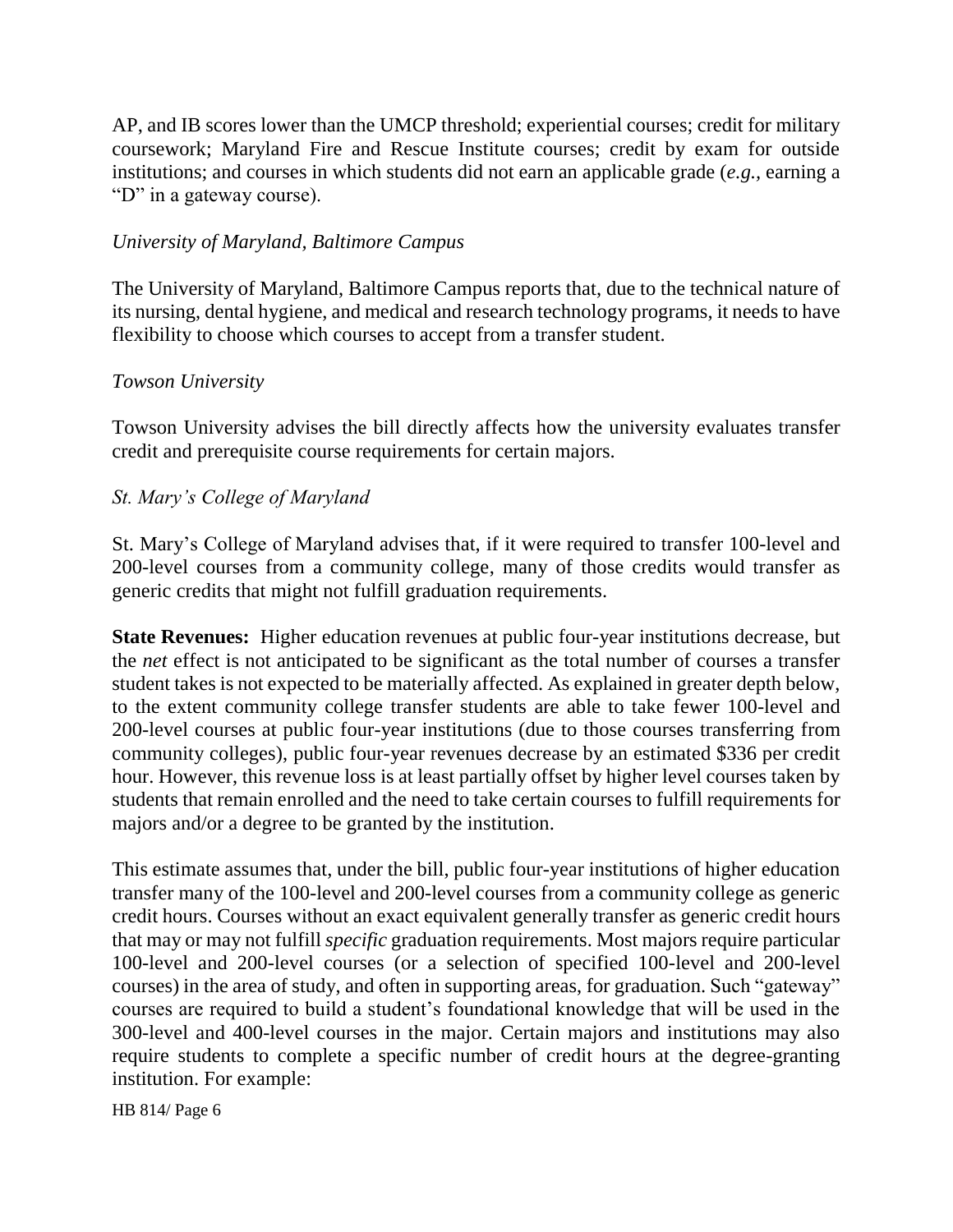AP, and IB scores lower than the UMCP threshold; experiential courses; credit for military coursework; Maryland Fire and Rescue Institute courses; credit by exam for outside institutions; and courses in which students did not earn an applicable grade (*e.g.*, earning a "D" in a gateway course).

*University of Maryland, Baltimore Campus*

The University of Maryland, Baltimore Campus reports that, due to the technical nature of its nursing, dental hygiene, and medical and research technology programs, it needs to have flexibility to choose which courses to accept from a transfer student.

*Towson University*

Towson University advises the bill directly affects how the university evaluates transfer credit and prerequisite course requirements for certain majors.

*St. Mary's College of Maryland*

St. Mary's College of Maryland advises that, if it were required to transfer 100-level and 200-level courses from a community college, many of those credits would transfer as generic credits that might not fulfill graduation requirements.

**State Revenues:** Higher education revenues at public four-year institutions decrease, but the *net* effect is not anticipated to be significant as the total number of courses a transfer student takes is not expected to be materially affected. As explained in greater depth below, to the extent community college transfer students are able to take fewer 100-level and 200-level courses at public four-year institutions (due to those courses transferring from community colleges), public four-year revenues decrease by an estimated $336 per credit hour. However, this revenue loss is at least partially offset by higher level courses taken by students that remain enrolled and the need to take certain courses to fulfill requirements for majors and/or a degree to be granted by the institution.

This estimate assumes that, under the bill, public four-year institutions of higher education transfer many of the 100-level and 200-level courses from a community college as generic credit hours. Courses without an exact equivalent generally transfer as generic credit hours that may or may not fulfill *specific* graduation requirements. Most majors require particular 100-level and 200-level courses (or a selection of specified 100-level and 200-level courses) in the area of study, and often in supporting areas, for graduation. Such "gateway" courses are required to build a student's foundational knowledge that will be used in the 300-level and 400-level courses in the major. Certain majors and institutions may also require students to complete a specific number of credit hours at the degree-granting institution. For example: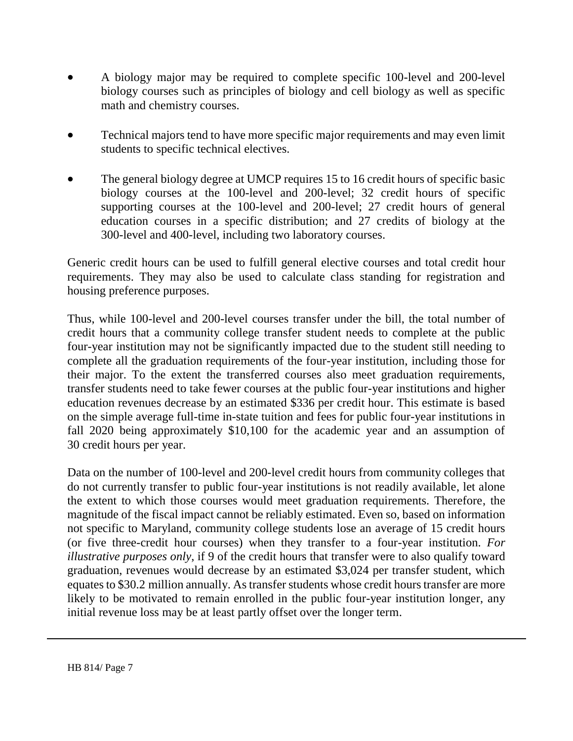- A biology major may be required to complete specific 100-level and 200-level biology courses such as principles of biology and cell biology as well as specific math and chemistry courses.
- Technical majors tend to have more specific major requirements and may even limit students to specific technical electives.
- The general biology degree at UMCP requires 15 to 16 credit hours of specific basic biology courses at the 100-level and 200-level; 32 credit hours of specific supporting courses at the 100-level and 200-level; 27 credit hours of general education courses in a specific distribution; and 27 credits of biology at the 300-level and 400-level, including two laboratory courses.

Generic credit hours can be used to fulfill general elective courses and total credit hour requirements. They may also be used to calculate class standing for registration and housing preference purposes.

Thus, while 100-level and 200-level courses transfer under the bill, the total number of credit hours that a community college transfer student needs to complete at the public four-year institution may not be significantly impacted due to the student still needing to complete all the graduation requirements of the four-year institution, including those for their major. To the extent the transferred courses also meet graduation requirements, transfer students need to take fewer courses at the public four-year institutions and higher education revenues decrease by an estimated $336 per credit hour. This estimate is based on the simple average full-time in-state tuition and fees for public four-year institutions in fall 2020 being approximately $10,100 for the academic year and an assumption of 30 credit hours per year.

Data on the number of 100-level and 200-level credit hours from community colleges that do not currently transfer to public four-year institutions is not readily available, let alone the extent to which those courses would meet graduation requirements. Therefore, the magnitude of the fiscal impact cannot be reliably estimated. Even so, based on information not specific to Maryland, community college students lose an average of 15 credit hours (or five three-credit hour courses) when they transfer to a four-year institution. *For illustrative purposes only*, if 9 of the credit hours that transfer were to also qualify toward graduation, revenues would decrease by an estimated $3,024 per transfer student, which equates to $30.2 million annually. As transfer students whose credit hours transfer are more likely to be motivated to remain enrolled in the public four-year institution longer, any initial revenue loss may be at least partly offset over the longer term.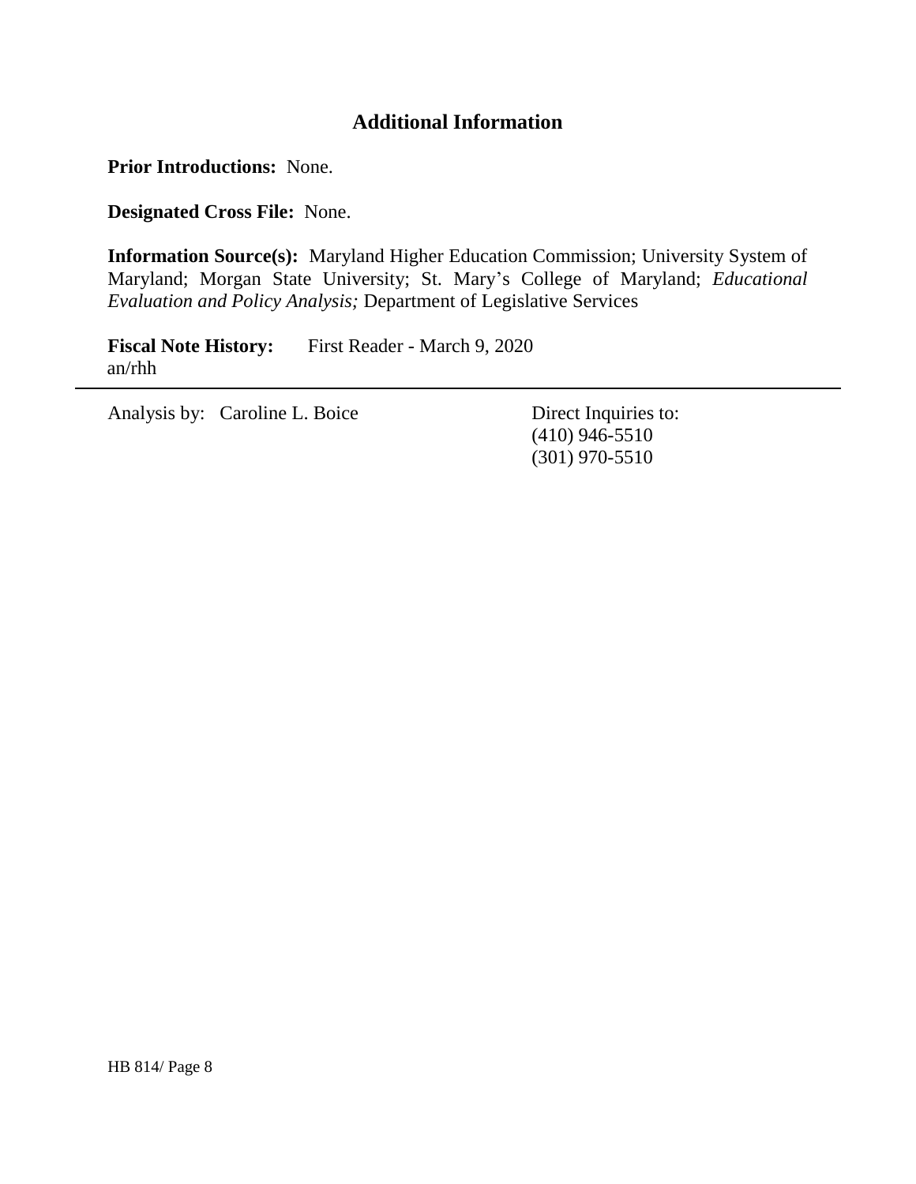## Additional Information

**Prior Introductions:** None.

**Designated Cross File:** None.

**Information Source(s):** Maryland Higher Education Commission; University System of Maryland; Morgan State University; St. Mary's College of Maryland; *Educational Evaluation and Policy Analysis;* Department of Legislative Services

**Fiscal Note History:** First Reader - March 9, 2020
an/rhh

---

Analysis by: Caroline L. Boice

Direct Inquiries to:
(410) 946-5510
(301) 970-5510